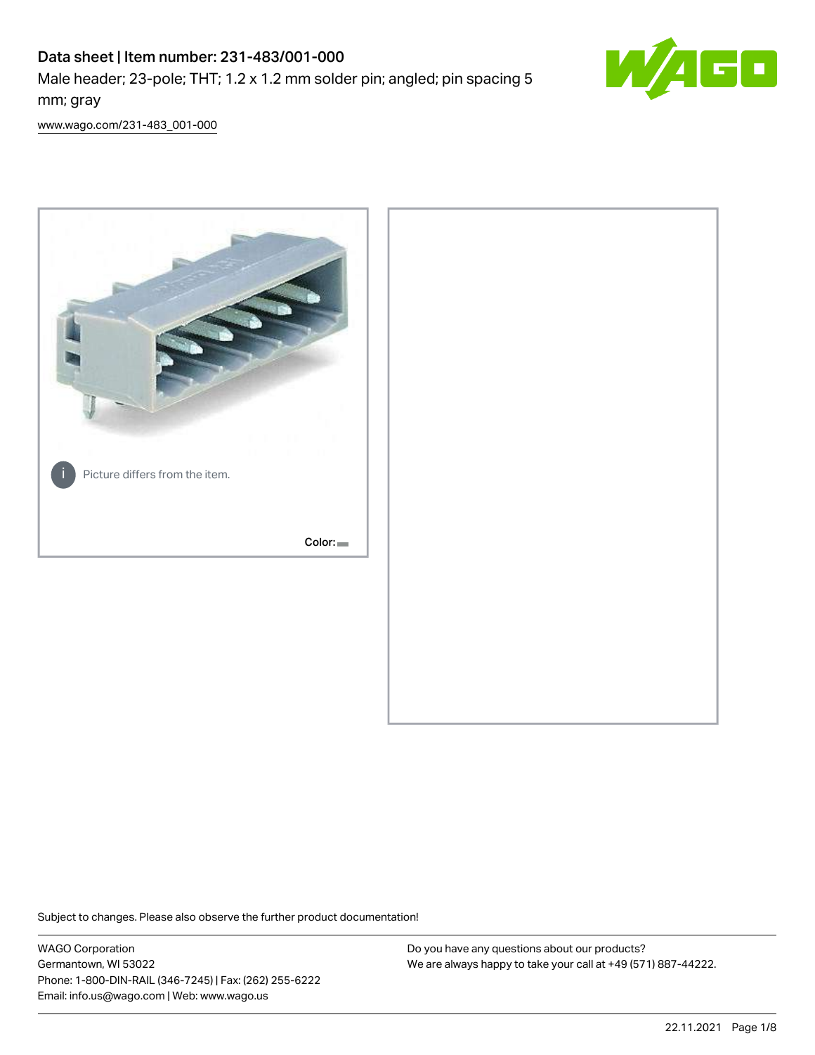# Data sheet | Item number: 231-483/001-000

Male header; 23-pole; THT; 1.2 x 1.2 mm solder pin; angled; pin spacing 5 mm; gray

[www.wago.com/231-483_001-000](www.wago.com/231-483_001-000)

Picture differs from the item.

Color:

Subject to changes. Please also observe the further product documentation!

WAGO Corporation
Germantown, WI 53022
Phone: 1-800-DIN-RAIL (346-7245) | Fax: (262) 255-6222
Email: info.us@wago.com | Web: www.wago.us

Do you have any questions about our products?
We are always happy to take your call at +49 (571) 887-44222.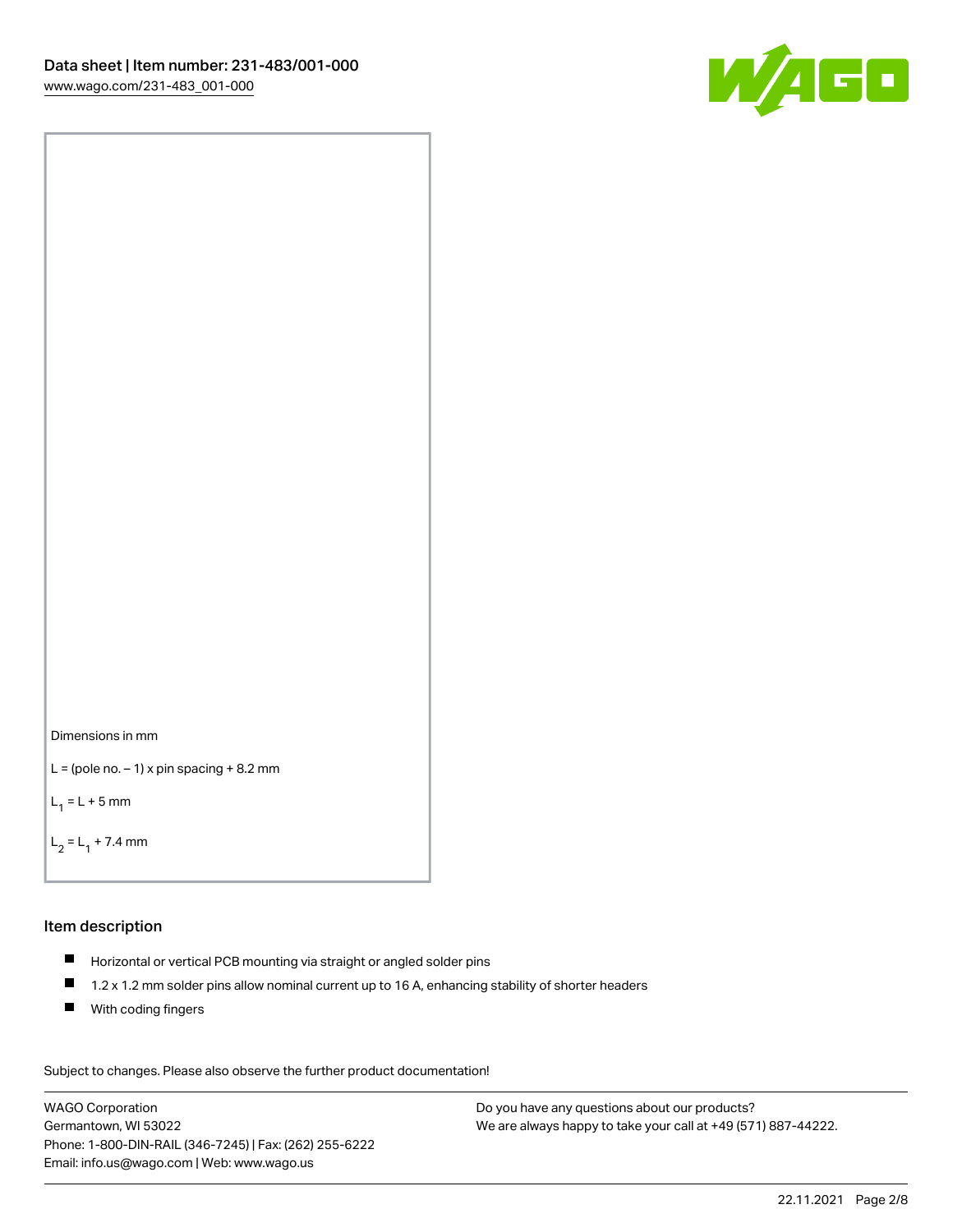Dimensions in mm

L = (pole no. – 1) x pin spacing + 8.2 mm

$L_1$ = L + 5 mm

$L_2$ = $L_1$ + 7.4 mm

## Item description

- Horizontal or vertical PCB mounting via straight or angled solder pins
- 1.2 x 1.2 mm solder pins allow nominal current up to 16 A, enhancing stability of shorter headers
- With coding fingers

Subject to changes. Please also observe the further product documentation!

WAGO Corporation
Germantown, WI 53022
Phone: 1-800-DIN-RAIL (346-7245) | Fax: (262) 255-6222
Email: info.us@wago.com | Web: www.wago.us

Do you have any questions about our products?
We are always happy to take your call at +49 (571) 887-44222.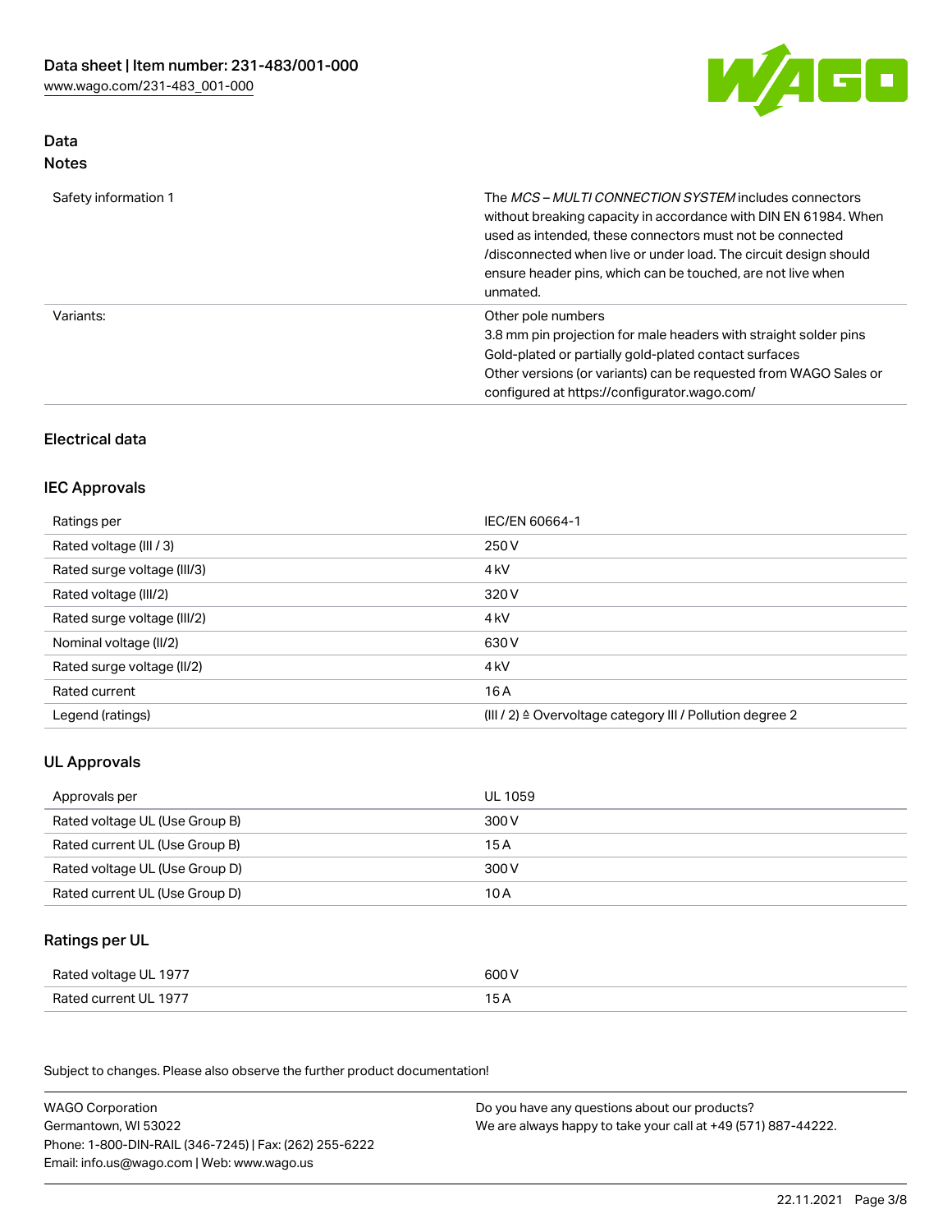## Data

### Notes

| | |
|---|---|
| Safety information 1 | The *MCS – MULTI CONNECTION SYSTEM* includes connectors without breaking capacity in accordance with DIN EN 61984. When used as intended, these connectors must not be connected /disconnected when live or under load. The circuit design should ensure header pins, which can be touched, are not live when unmated. |
| Variants: | Other pole numbers<br>3.8 mm pin projection for male headers with straight solder pins<br>Gold-plated or partially gold-plated contact surfaces<br>Other versions (or variants) can be requested from WAGO Sales or configured at https://configurator.wago.com/ |

## Electrical data

### IEC Approvals

| | |
|---|---|
| Ratings per | IEC/EN 60664-1 |
| Rated voltage (III / 3) | 250 V |
| Rated surge voltage (III/3) | 4 kV |
| Rated voltage (III/2) | 320 V |
| Rated surge voltage (III/2) | 4 kV |
| Nominal voltage (II/2) | 630 V |
| Rated surge voltage (II/2) | 4 kV |
| Rated current | 16 A |
| Legend (ratings) | (III / 2) ≙ Overvoltage category III / Pollution degree 2 |

### UL Approvals

| | |
|---|---|
| Approvals per | UL 1059 |
| Rated voltage UL (Use Group B) | 300 V |
| Rated current UL (Use Group B) | 15 A |
| Rated voltage UL (Use Group D) | 300 V |
| Rated current UL (Use Group D) | 10 A |

### Ratings per UL

| | |
|---|---|
| Rated voltage UL 1977 | 600 V |
| Rated current UL 1977 | 15 A |

Subject to changes. Please also observe the further product documentation!

WAGO Corporation
Germantown, WI 53022
Phone: 1-800-DIN-RAIL (346-7245) | Fax: (262) 255-6222
Email: info.us@wago.com | Web: www.wago.us

Do you have any questions about our products?
We are always happy to take your call at +49 (571) 887-44222.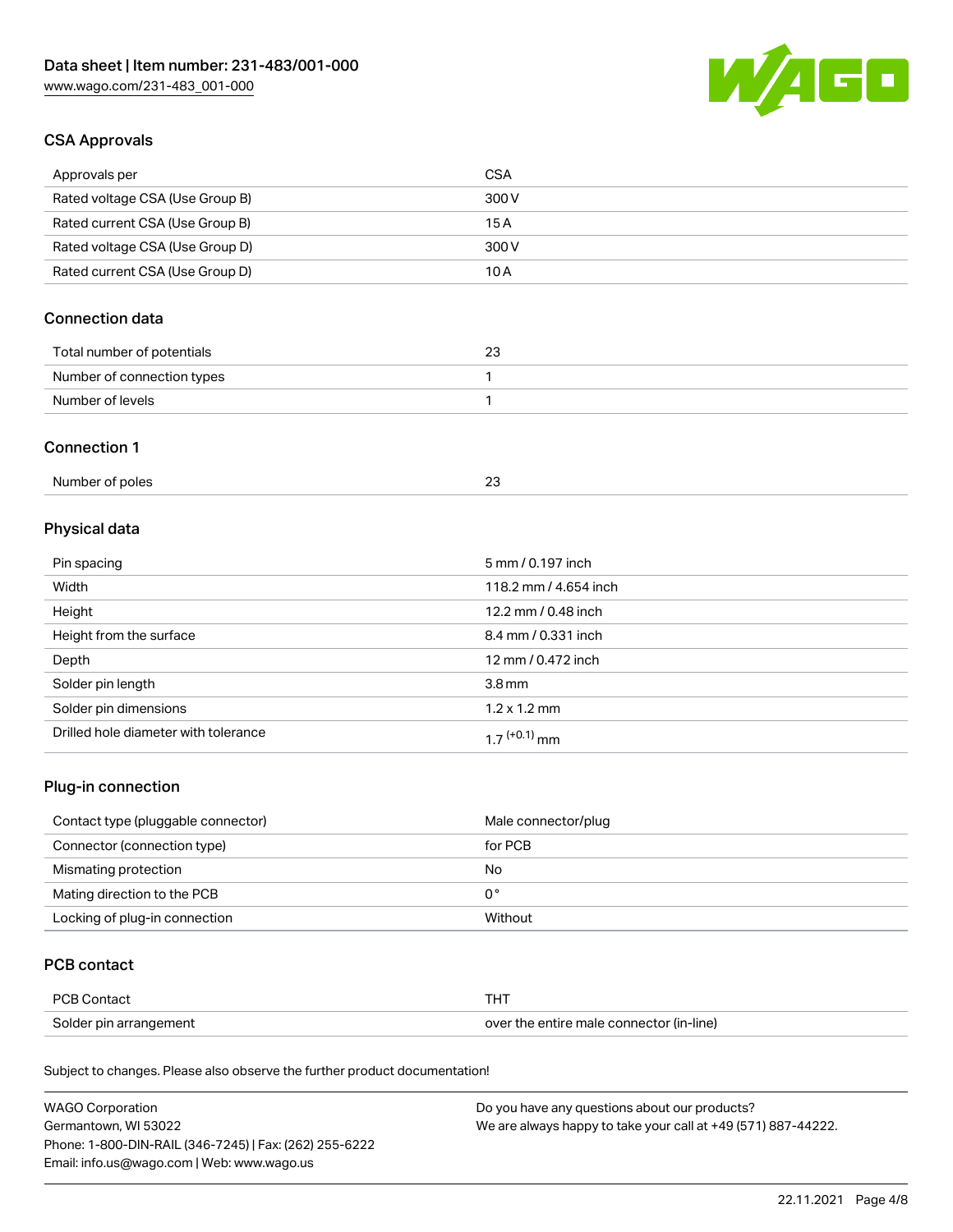## CSA Approvals

| Approvals per | CSA |
| --- | --- |
| Rated voltage CSA (Use Group B) | 300 V |
| Rated current CSA (Use Group B) | 15 A |
| Rated voltage CSA (Use Group D) | 300 V |
| Rated current CSA (Use Group D) | 10 A |

## Connection data

| Total number of potentials | 23 |
| --- | --- |
| Number of connection types | 1 |
| Number of levels | 1 |

## Connection 1

| Number of poles | 23 |
| --- | --- |

## Physical data

| Pin spacing | 5 mm / 0.197 inch |
| --- | --- |
| Width | 118.2 mm / 4.654 inch |
| Height | 12.2 mm / 0.48 inch |
| Height from the surface | 8.4 mm / 0.331 inch |
| Depth | 12 mm / 0.472 inch |
| Solder pin length | 3.8 mm |
| Solder pin dimensions | 1.2 x 1.2 mm |
| Drilled hole diameter with tolerance | $1.7^{(+0.1)}$ mm |

## Plug-in connection

| Contact type (pluggable connector) | Male connector/plug |
| --- | --- |
| Connector (connection type) | for PCB |
| Mismating protection | No |
| Mating direction to the PCB | 0 ° |
| Locking of plug-in connection | Without |

## PCB contact

| PCB Contact | THT |
| --- | --- |
| Solder pin arrangement | over the entire male connector (in-line) |

Subject to changes. Please also observe the further product documentation!

WAGO Corporation
Germantown, WI 53022
Phone: 1-800-DIN-RAIL (346-7245) | Fax: (262) 255-6222
Email: info.us@wago.com | Web: www.wago.us

Do you have any questions about our products?
We are always happy to take your call at +49 (571) 887-44222.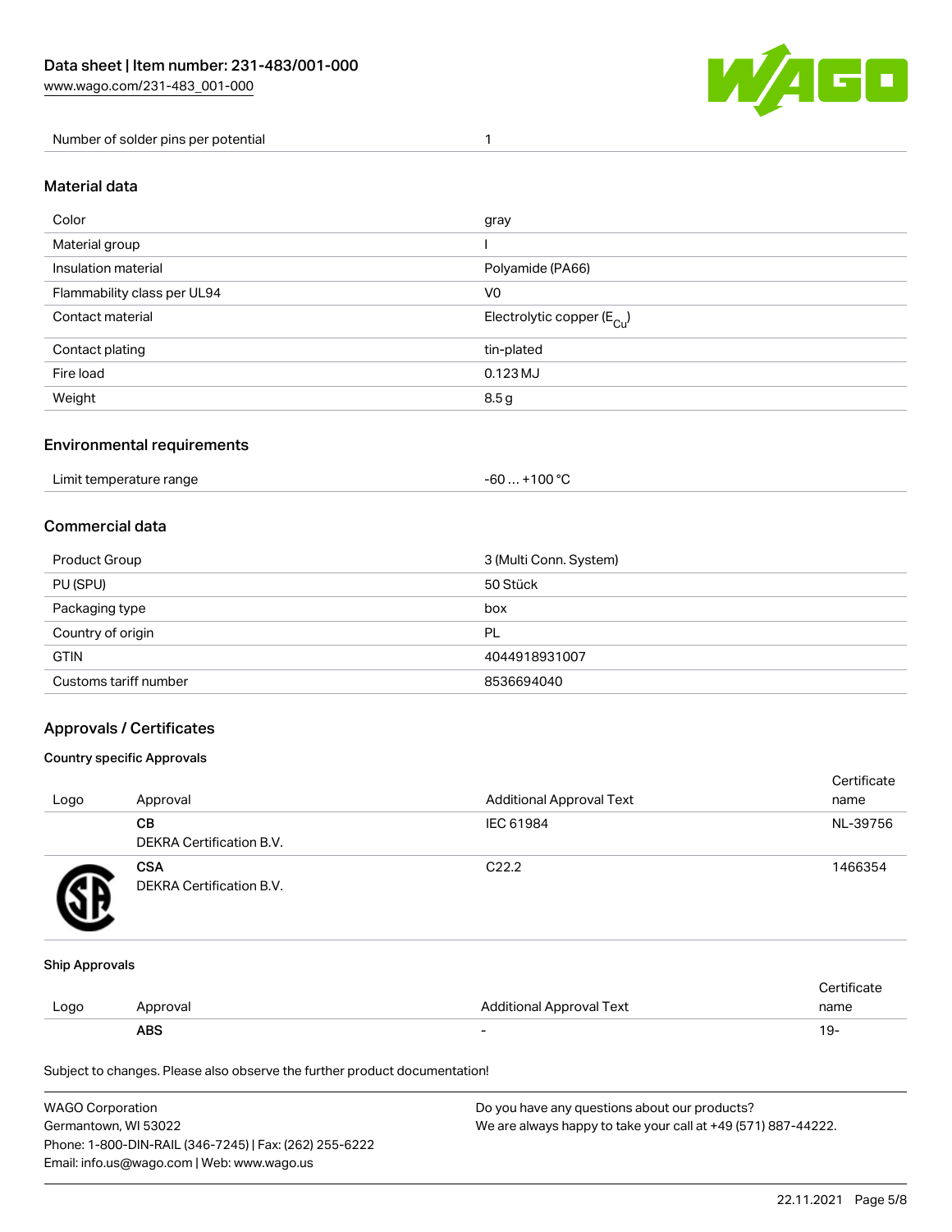| Number of solder pins per potential | 1 |
|---|---|

## Material data

| Color | gray |
|---|---|
| Material group | I |
| Insulation material | Polyamide (PA66) |
| Flammability class per UL94 | V0 |
| Contact material | Electrolytic copper ($E_{Cu}$) |
| Contact plating | tin-plated |
| Fire load | 0.123 MJ |
| Weight | 8.5 g |

## Environmental requirements

| Limit temperature range | -60 … +100 °C |
|---|---|

## Commercial data

| Product Group | 3 (Multi Conn. System) |
|---|---|
| PU (SPU) | 50 Stück |
| Packaging type | box |
| Country of origin | PL |
| GTIN | 4044918931007 |
| Customs tariff number | 8536694040 |

## Approvals / Certificates

### Country specific Approvals

| Logo | Approval | Additional Approval Text | Certificate name |
|---|---|---|---|
| | **CB** DEKRA Certification B.V. | IEC 61984 | NL-39756 |
| | **CSA** DEKRA Certification B.V. | C22.2 | 1466354 |

### Ship Approvals

| Logo | Approval | Additional Approval Text | Certificate name |
|---|---|---|---|
| | **ABS** | - | 19- |

Subject to changes. Please also observe the further product documentation!

WAGO Corporation
Germantown, WI 53022
Phone: 1-800-DIN-RAIL (346-7245) | Fax: (262) 255-6222
Email: info.us@wago.com | Web: www.wago.us

Do you have any questions about our products?
We are always happy to take your call at +49 (571) 887-44222.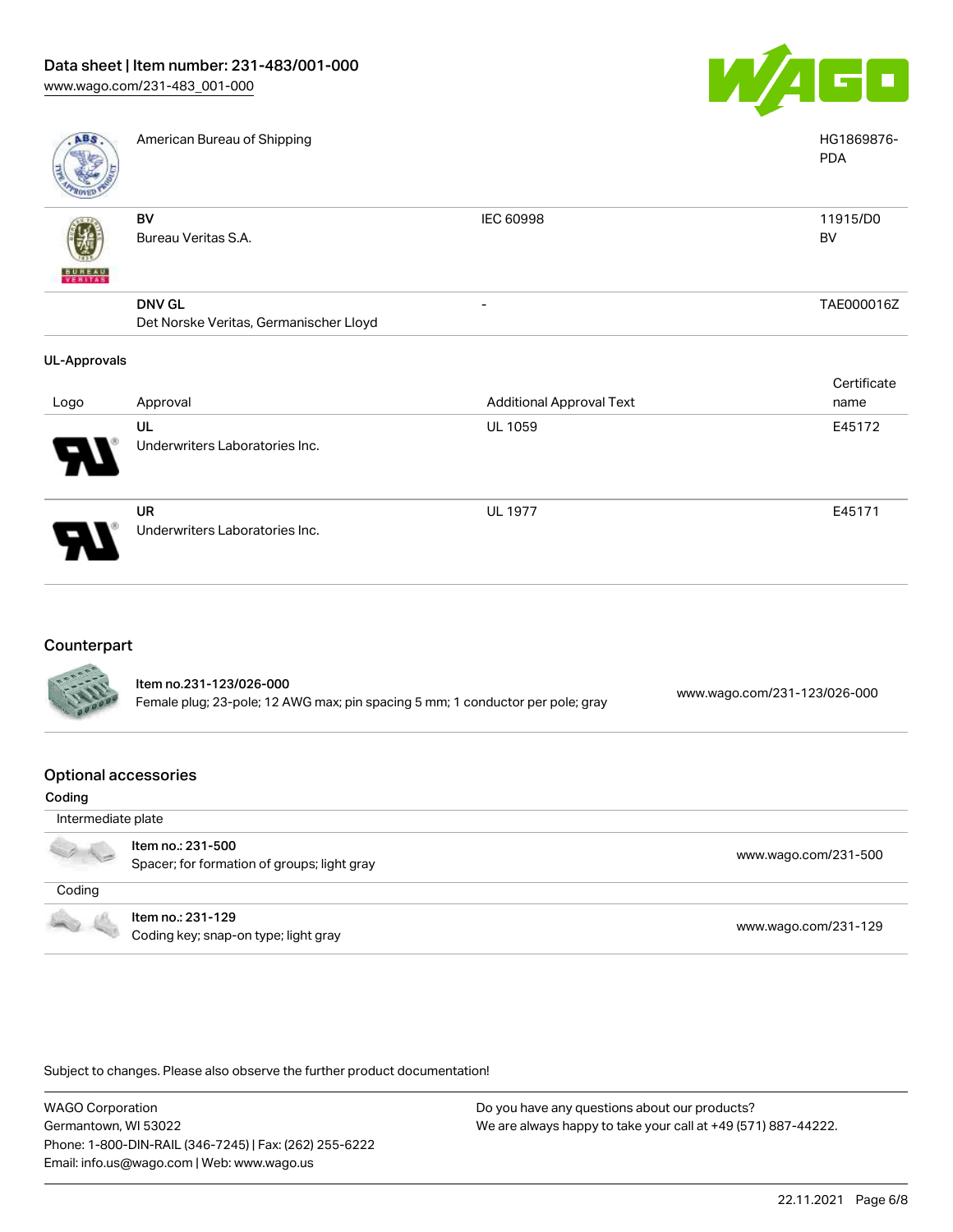| | | | |
|---|---|---|---|
| | American Bureau of Shipping | | HG1869876-PDA |
| | **BV**<br>Bureau Veritas S.A. | IEC 60998 | 11915/D0<br>BV |
| | **DNV GL**<br>Det Norske Veritas, Germanischer Lloyd | - | TAE000016Z |

### UL-Approvals

| Logo | Approval | Additional Approval Text | Certificate name |
|---|---|---|---|
| | **UL**<br>Underwriters Laboratories Inc. | UL 1059 | E45172 |
| | **UR**<br>Underwriters Laboratories Inc. | UL 1977 | E45171 |

## Counterpart

| | | |
|---|---|---|
| | **Item no.231-123/026-000**<br>Female plug; 23-pole; 12 AWG max; pin spacing 5 mm; 1 conductor per pole; gray | www.wago.com/231-123/026-000 |

## Optional accessories

**Coding**

| | | |
|---|---|---|
| Intermediate plate | | |
| | **Item no.: 231-500**<br>Spacer; for formation of groups; light gray | www.wago.com/231-500 |
| Coding | | |
| | **Item no.: 231-129**<br>Coding key; snap-on type; light gray | www.wago.com/231-129 |

Subject to changes. Please also observe the further product documentation!

WAGO Corporation
Germantown, WI 53022
Phone: 1-800-DIN-RAIL (346-7245) | Fax: (262) 255-6222
Email: info.us@wago.com | Web: www.wago.us

Do you have any questions about our products?
We are always happy to take your call at +49 (571) 887-44222.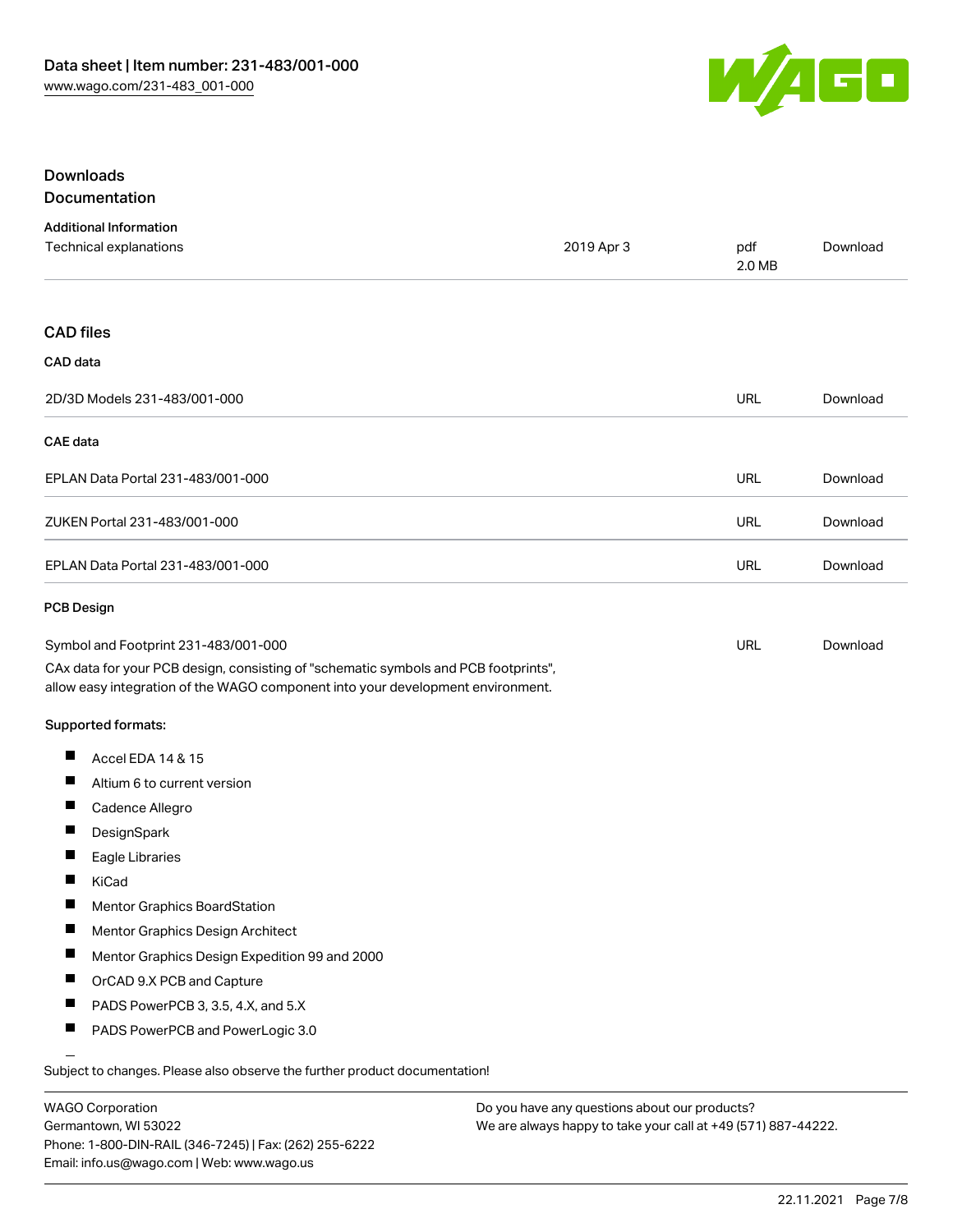## Downloads

### Documentation

**Additional Information**

| | | | |
|---|---|---|---|
| Technical explanations | 2019 Apr 3 | pdf 2.0 MB | Download |

## CAD files

**CAD data**

| | | |
|---|---|---|
| 2D/3D Models 231-483/001-000 | URL | Download |

**CAE data**

| | | |
|---|---|---|
| EPLAN Data Portal 231-483/001-000 | URL | Download |
| ZUKEN Portal 231-483/001-000 | URL | Download |
| EPLAN Data Portal 231-483/001-000 | URL | Download |

**PCB Design**

| | | |
|---|---|---|
| Symbol and Footprint 231-483/001-000 | URL | Download |

CAx data for your PCB design, consisting of "schematic symbols and PCB footprints", allow easy integration of the WAGO component into your development environment.

**Supported formats:**

- Accel EDA 14 & 15
- Altium 6 to current version
- Cadence Allegro
- DesignSpark
- Eagle Libraries
- KiCad
- Mentor Graphics BoardStation
- Mentor Graphics Design Architect
- Mentor Graphics Design Expedition 99 and 2000
- OrCAD 9.X PCB and Capture
- PADS PowerPCB 3, 3.5, 4.X, and 5.X
- PADS PowerPCB and PowerLogic 3.0

Subject to changes. Please also observe the further product documentation!

WAGO Corporation
Germantown, WI 53022
Phone: 1-800-DIN-RAIL (346-7245) | Fax: (262) 255-6222
Email: info.us@wago.com | Web: www.wago.us

Do you have any questions about our products?
We are always happy to take your call at +49 (571) 887-44222.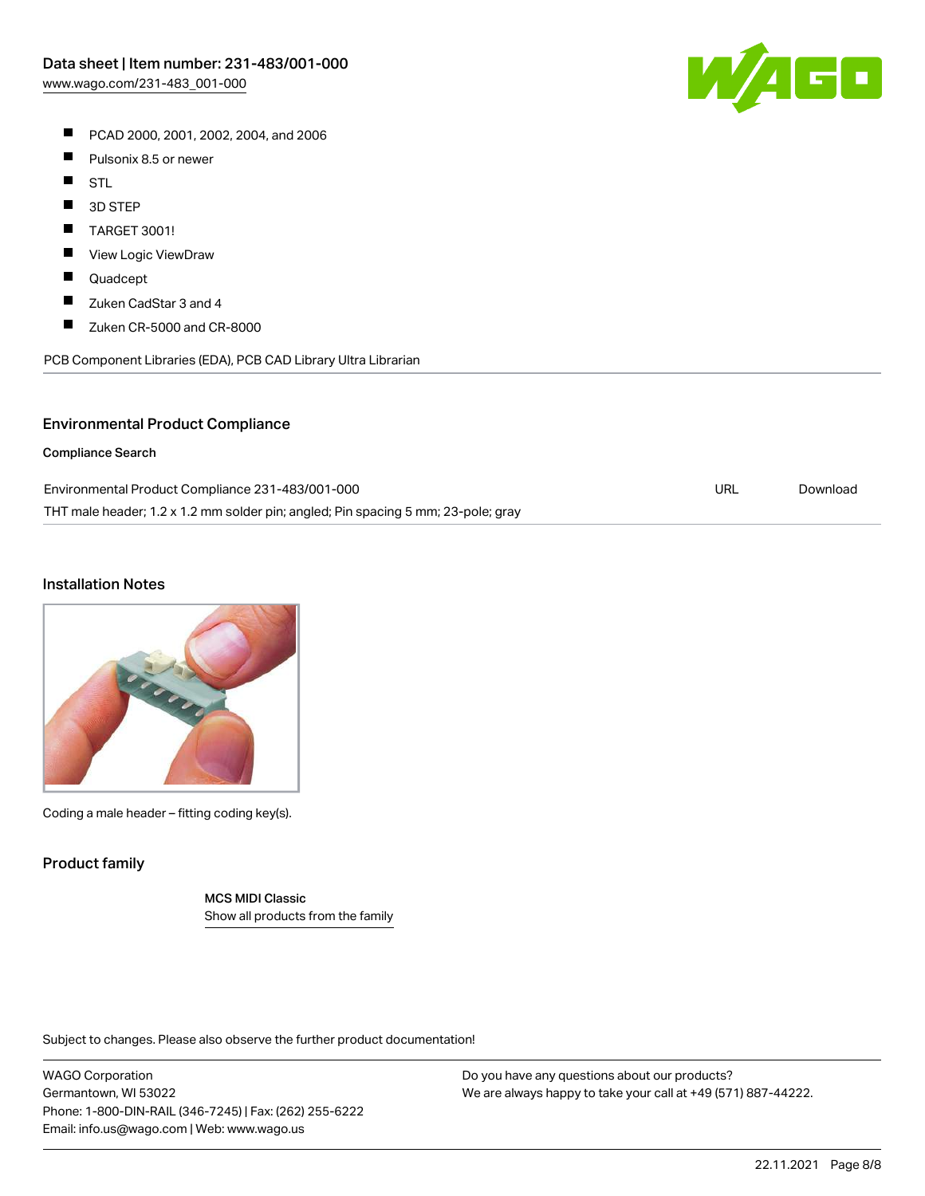- PCAD 2000, 2001, 2002, 2004, and 2006
- Pulsonix 8.5 or newer
- STL
- 3D STEP
- TARGET 3001!
- View Logic ViewDraw
- Quadcept
- Zuken CadStar 3 and 4
- Zuken CR-5000 and CR-8000

PCB Component Libraries (EDA), PCB CAD Library Ultra Librarian

## Environmental Product Compliance

**Compliance Search**

| | | |
|---|---|---|
| Environmental Product Compliance 231-483/001-000 | URL | Download |
| THT male header; 1.2 x 1.2 mm solder pin; angled; Pin spacing 5 mm; 23-pole; gray | | |

## Installation Notes

Coding a male header – fitting coding key(s).

## Product family

MCS MIDI Classic
Show all products from the family

Subject to changes. Please also observe the further product documentation!

WAGO Corporation
Germantown, WI 53022
Phone: 1-800-DIN-RAIL (346-7245) | Fax: (262) 255-6222
Email: info.us@wago.com | Web: www.wago.us

Do you have any questions about our products?
We are always happy to take your call at +49 (571) 887-44222.